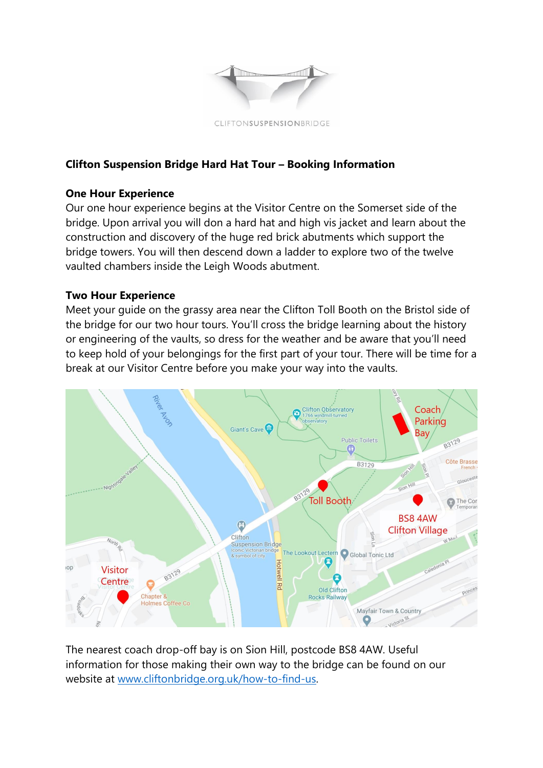CLIFTONSUSPENSIONBRIDGE

**Clifton Suspension Bridge Hard Hat Tour – Booking Information**

**One Hour Experience**

Our one hour experience begins at the Visitor Centre on the Somerset side of the bridge. Upon arrival you will don a hard hat and high vis jacket and learn about the construction and discovery of the huge red brick abutments which support the bridge towers. You will then descend down a ladder to explore two of the twelve vaulted chambers inside the Leigh Woods abutment.

**Two Hour Experience**

Meet your guide on the grassy area near the Clifton Toll Booth on the Bristol side of the bridge for our two hour tours. You'll cross the bridge learning about the history or engineering of the vaults, so dress for the weather and be aware that you'll need to keep hold of your belongings for the first part of your tour. There will be time for a break at our Visitor Centre before you make your way into the vaults.

The nearest coach drop-off bay is on Sion Hill, postcode BS8 4AW. Useful information for those making their own way to the bridge can be found on our website at [www.cliftonbridge.org.uk/how-to-find-us](www.cliftonbridge.org.uk/how-to-find-us).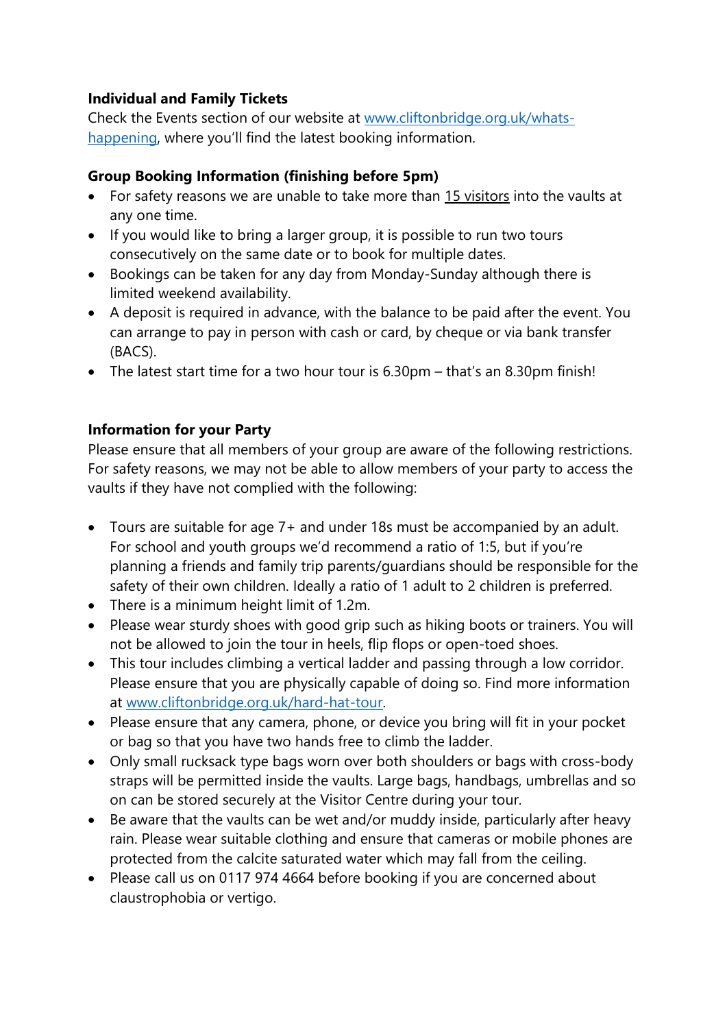**Individual and Family Tickets**
Check the Events section of our website at [www.cliftonbridge.org.uk/whats-happening](www.cliftonbridge.org.uk/whats-happening), where you'll find the latest booking information.

**Group Booking Information (finishing before 5pm)**

- For safety reasons we are unable to take more than <u>15 visitors</u> into the vaults at any one time.
- If you would like to bring a larger group, it is possible to run two tours consecutively on the same date or to book for multiple dates.
- Bookings can be taken for any day from Monday-Sunday although there is limited weekend availability.
- A deposit is required in advance, with the balance to be paid after the event. You can arrange to pay in person with cash or card, by cheque or via bank transfer (BACS).
- The latest start time for a two hour tour is 6.30pm – that's an 8.30pm finish!

**Information for your Party**
Please ensure that all members of your group are aware of the following restrictions. For safety reasons, we may not be able to allow members of your party to access the vaults if they have not complied with the following:

- Tours are suitable for age 7+ and under 18s must be accompanied by an adult. For school and youth groups we'd recommend a ratio of 1:5, but if you're planning a friends and family trip parents/guardians should be responsible for the safety of their own children. Ideally a ratio of 1 adult to 2 children is preferred.
- There is a minimum height limit of 1.2m.
- Please wear sturdy shoes with good grip such as hiking boots or trainers. You will not be allowed to join the tour in heels, flip flops or open-toed shoes.
- This tour includes climbing a vertical ladder and passing through a low corridor. Please ensure that you are physically capable of doing so. Find more information at [www.cliftonbridge.org.uk/hard-hat-tour](www.cliftonbridge.org.uk/hard-hat-tour).
- Please ensure that any camera, phone, or device you bring will fit in your pocket or bag so that you have two hands free to climb the ladder.
- Only small rucksack type bags worn over both shoulders or bags with cross-body straps will be permitted inside the vaults. Large bags, handbags, umbrellas and so on can be stored securely at the Visitor Centre during your tour.
- Be aware that the vaults can be wet and/or muddy inside, particularly after heavy rain. Please wear suitable clothing and ensure that cameras or mobile phones are protected from the calcite saturated water which may fall from the ceiling.
- Please call us on 0117 974 4664 before booking if you are concerned about claustrophobia or vertigo.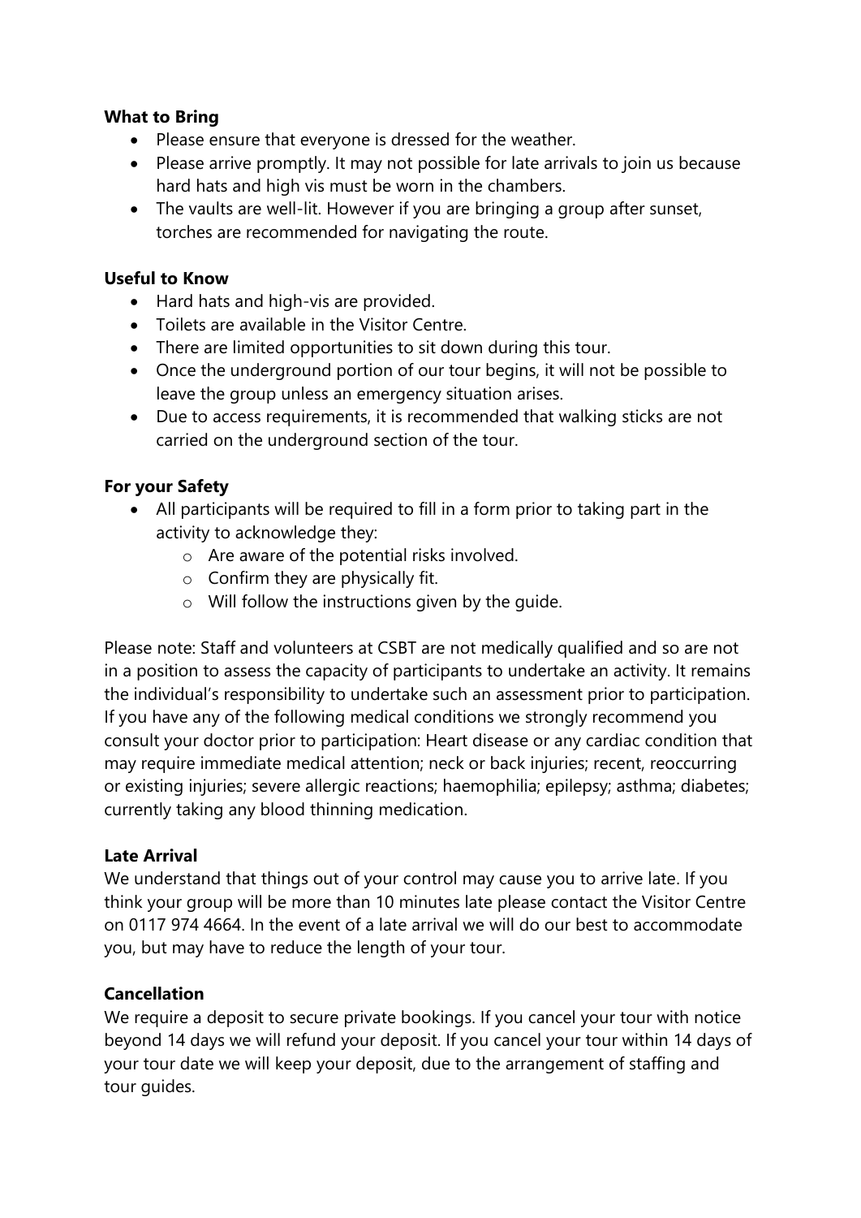**What to Bring**

- Please ensure that everyone is dressed for the weather.
- Please arrive promptly. It may not possible for late arrivals to join us because hard hats and high vis must be worn in the chambers.
- The vaults are well-lit. However if you are bringing a group after sunset, torches are recommended for navigating the route.

**Useful to Know**

- Hard hats and high-vis are provided.
- Toilets are available in the Visitor Centre.
- There are limited opportunities to sit down during this tour.
- Once the underground portion of our tour begins, it will not be possible to leave the group unless an emergency situation arises.
- Due to access requirements, it is recommended that walking sticks are not carried on the underground section of the tour.

**For your Safety**

- All participants will be required to fill in a form prior to taking part in the activity to acknowledge they:
  - Are aware of the potential risks involved.
  - Confirm they are physically fit.
  - Will follow the instructions given by the guide.

Please note: Staff and volunteers at CSBT are not medically qualified and so are not in a position to assess the capacity of participants to undertake an activity. It remains the individual's responsibility to undertake such an assessment prior to participation. If you have any of the following medical conditions we strongly recommend you consult your doctor prior to participation: Heart disease or any cardiac condition that may require immediate medical attention; neck or back injuries; recent, reoccurring or existing injuries; severe allergic reactions; haemophilia; epilepsy; asthma; diabetes; currently taking any blood thinning medication.

**Late Arrival**

We understand that things out of your control may cause you to arrive late. If you think your group will be more than 10 minutes late please contact the Visitor Centre on 0117 974 4664. In the event of a late arrival we will do our best to accommodate you, but may have to reduce the length of your tour.

**Cancellation**

We require a deposit to secure private bookings. If you cancel your tour with notice beyond 14 days we will refund your deposit. If you cancel your tour within 14 days of your tour date we will keep your deposit, due to the arrangement of staffing and tour guides.